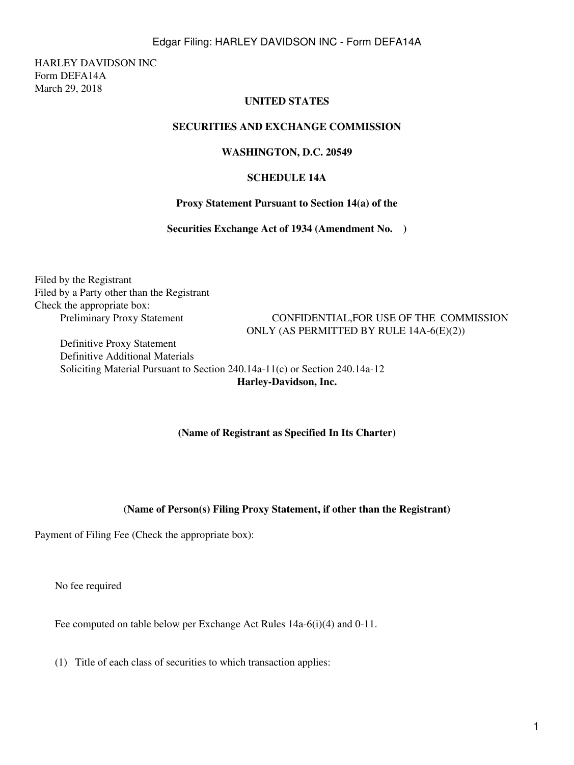HARLEY DAVIDSON INC
Form DEFA14A
March 29, 2018

**UNITED STATES**

**SECURITIES AND EXCHANGE COMMISSION**

**WASHINGTON, D.C. 20549**

**SCHEDULE 14A**

**Proxy Statement Pursuant to Section 14(a) of the**

**Securities Exchange Act of 1934 (Amendment No. )**

Filed by the Registrant
Filed by a Party other than the Registrant
Check the appropriate box:

Preliminary Proxy Statement

CONFIDENTIAL,FOR USE OF THE COMMISSION ONLY (AS PERMITTED BY RULE 14A-6(E)(2))

Definitive Proxy Statement

Definitive Additional Materials

Soliciting Material Pursuant to Section 240.14a-11(c) or Section 240.14a-12

**Harley-Davidson, Inc.**

**(Name of Registrant as Specified In Its Charter)**

**(Name of Person(s) Filing Proxy Statement, if other than the Registrant)**

Payment of Filing Fee (Check the appropriate box):

No fee required

Fee computed on table below per Exchange Act Rules 14a-6(i)(4) and 0-11.

(1) Title of each class of securities to which transaction applies: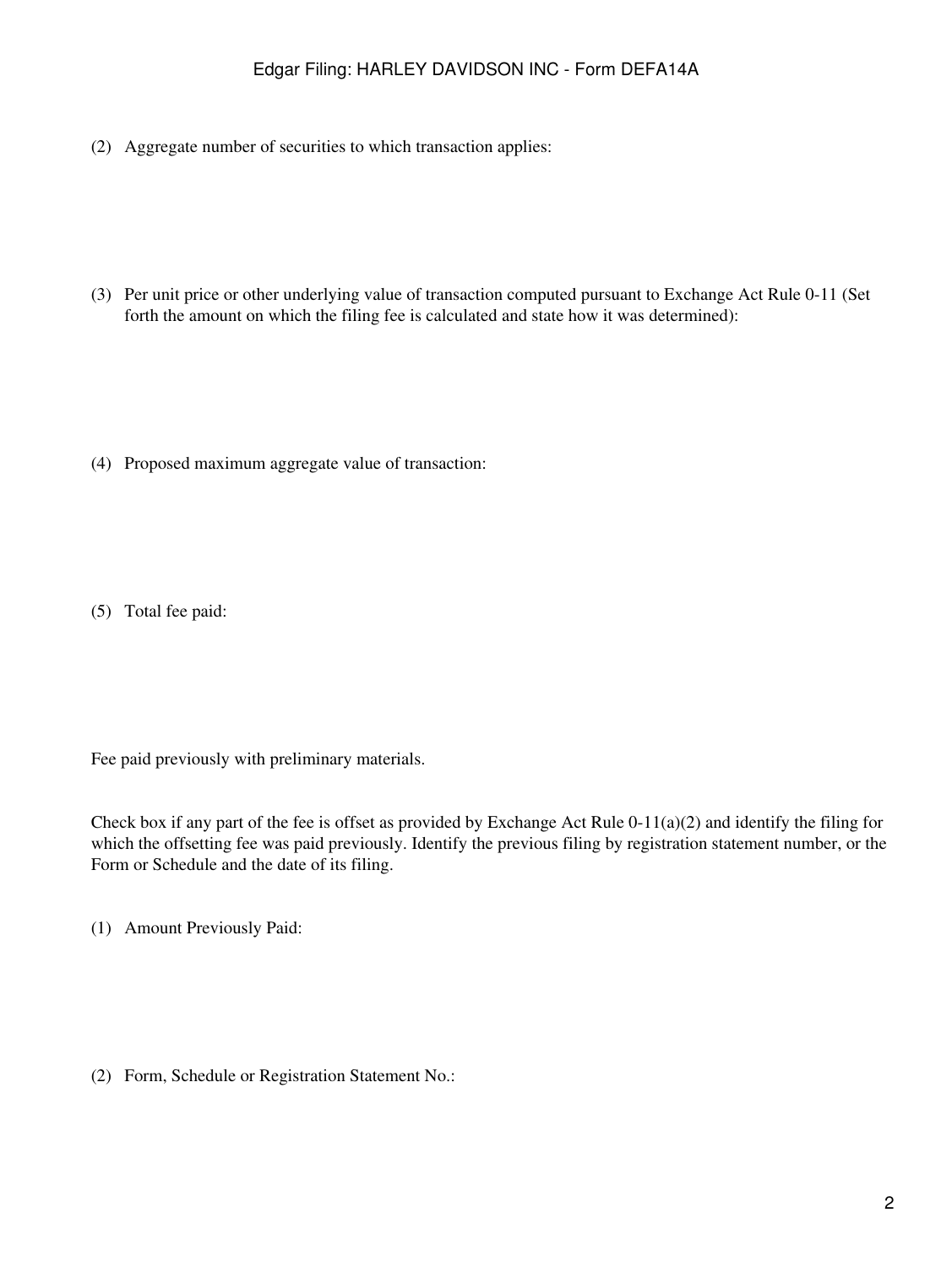(2) Aggregate number of securities to which transaction applies:

(3) Per unit price or other underlying value of transaction computed pursuant to Exchange Act Rule 0-11 (Set forth the amount on which the filing fee is calculated and state how it was determined):

(4) Proposed maximum aggregate value of transaction:

(5) Total fee paid:

Fee paid previously with preliminary materials.

Check box if any part of the fee is offset as provided by Exchange Act Rule 0-11(a)(2) and identify the filing for which the offsetting fee was paid previously. Identify the previous filing by registration statement number, or the Form or Schedule and the date of its filing.

(1) Amount Previously Paid:

(2) Form, Schedule or Registration Statement No.: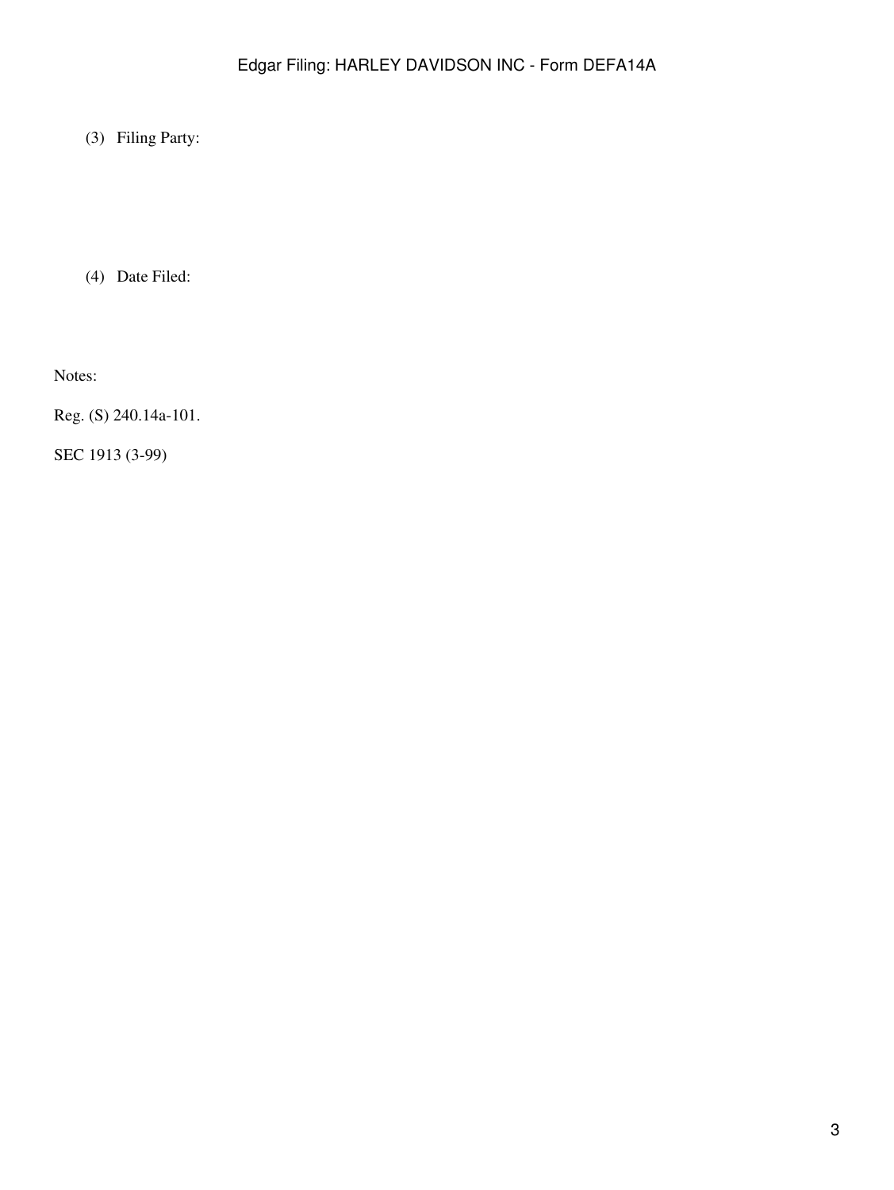(3) Filing Party:

(4) Date Filed:

Notes:

Reg. (S) 240.14a-101.

SEC 1913 (3-99)